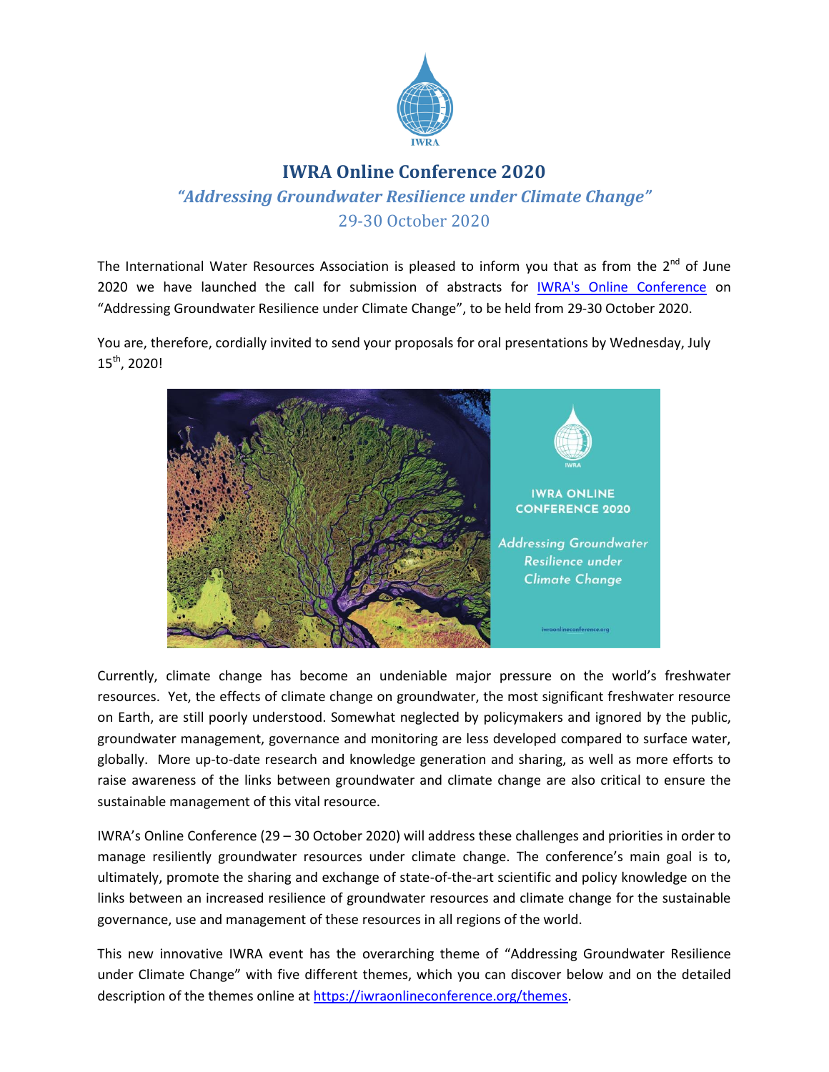# IWRA Online Conference 2020

## *"Addressing Groundwater Resilience under Climate Change"*

29-30 October 2020

The International Water Resources Association is pleased to inform you that as from the 2nd of June 2020 we have launched the call for submission of abstracts for IWRA's Online Conference on "Addressing Groundwater Resilience under Climate Change", to be held from 29-30 October 2020.

You are, therefore, cordially invited to send your proposals for oral presentations by Wednesday, July 15th, 2020!

Currently, climate change has become an undeniable major pressure on the world's freshwater resources. Yet, the effects of climate change on groundwater, the most significant freshwater resource on Earth, are still poorly understood. Somewhat neglected by policymakers and ignored by the public, groundwater management, governance and monitoring are less developed compared to surface water, globally. More up-to-date research and knowledge generation and sharing, as well as more efforts to raise awareness of the links between groundwater and climate change are also critical to ensure the sustainable management of this vital resource.

IWRA's Online Conference (29 – 30 October 2020) will address these challenges and priorities in order to manage resiliently groundwater resources under climate change. The conference's main goal is to, ultimately, promote the sharing and exchange of state-of-the-art scientific and policy knowledge on the links between an increased resilience of groundwater resources and climate change for the sustainable governance, use and management of these resources in all regions of the world.

This new innovative IWRA event has the overarching theme of "Addressing Groundwater Resilience under Climate Change" with five different themes, which you can discover below and on the detailed description of the themes online at https://iwraonlineconference.org/themes.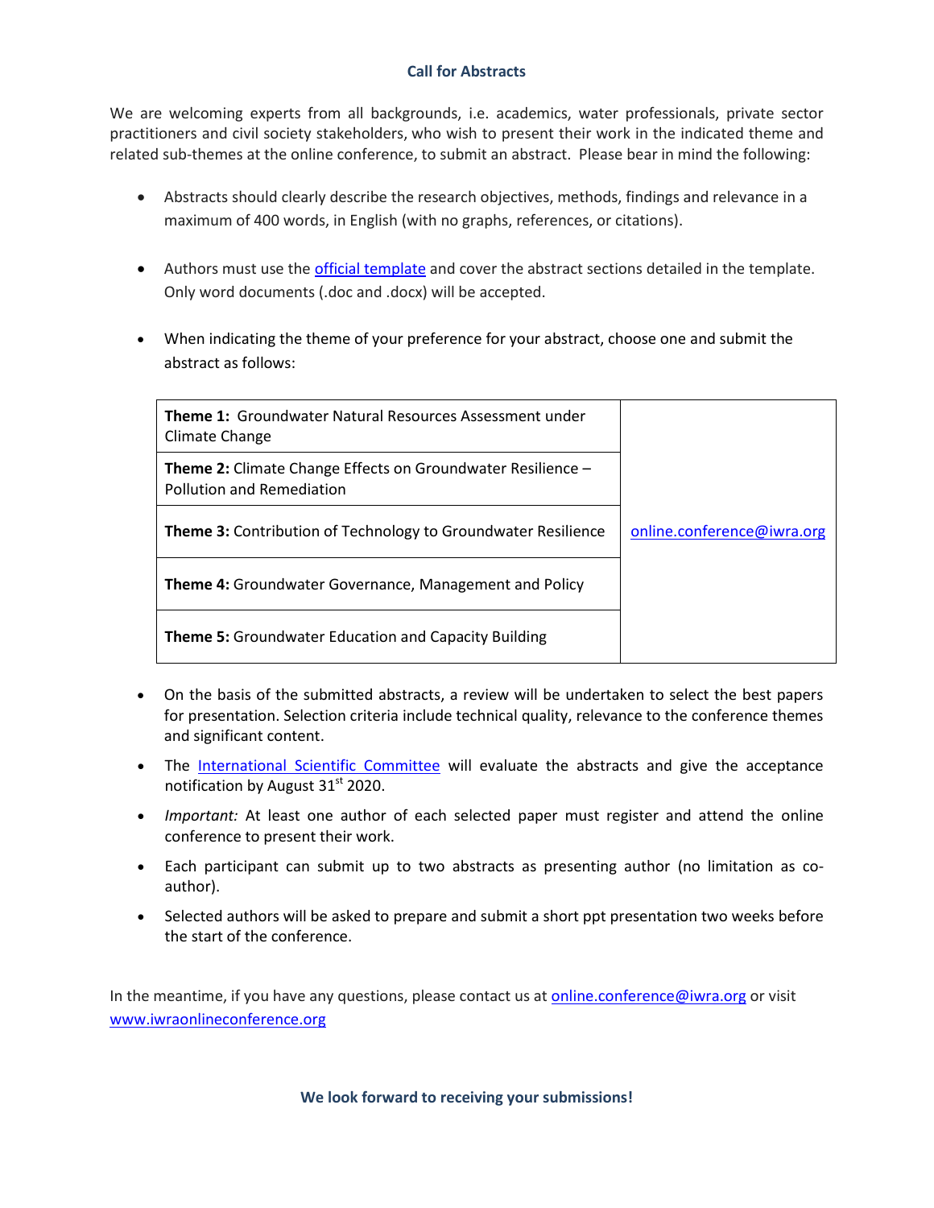## Call for Abstracts

We are welcoming experts from all backgrounds, i.e. academics, water professionals, private sector practitioners and civil society stakeholders, who wish to present their work in the indicated theme and related sub-themes at the online conference, to submit an abstract. Please bear in mind the following:

- Abstracts should clearly describe the research objectives, methods, findings and relevance in a maximum of 400 words, in English (with no graphs, references, or citations).
- Authors must use the official template and cover the abstract sections detailed in the template. Only word documents (.doc and .docx) will be accepted.
- When indicating the theme of your preference for your abstract, choose one and submit the abstract as follows:

| | |
|---|---|
| **Theme 1:** Groundwater Natural Resources Assessment under Climate Change | online.conference@iwra.org |
| **Theme 2:** Climate Change Effects on Groundwater Resilience – Pollution and Remediation | |
| **Theme 3:** Contribution of Technology to Groundwater Resilience | |
| **Theme 4:** Groundwater Governance, Management and Policy | |
| **Theme 5:** Groundwater Education and Capacity Building | |

- On the basis of the submitted abstracts, a review will be undertaken to select the best papers for presentation. Selection criteria include technical quality, relevance to the conference themes and significant content.
- The International Scientific Committee will evaluate the abstracts and give the acceptance notification by August 31st 2020.
- *Important:* At least one author of each selected paper must register and attend the online conference to present their work.
- Each participant can submit up to two abstracts as presenting author (no limitation as co-author).
- Selected authors will be asked to prepare and submit a short ppt presentation two weeks before the start of the conference.

In the meantime, if you have any questions, please contact us at online.conference@iwra.org or visit www.iwraonlineconference.org

**We look forward to receiving your submissions!**